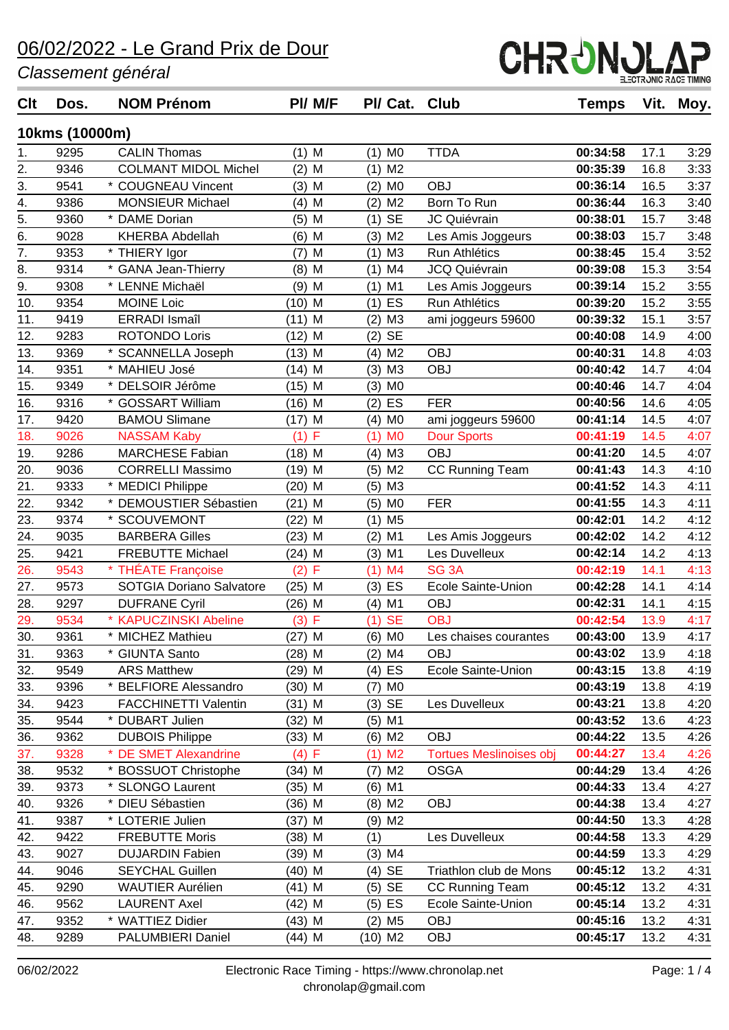# 06/02/2022 - Le Grand Prix de Dour

*Classement général*

## 10kms (10000m)

| Clt | Dos. | NOM Prénom | Pl/ M/F | Pl/ Cat. | Club | Temps | Vit. | Moy. |
|---|---|---|---|---|---|---|---|---|
| 1. | 9295 | CALIN Thomas | (1) M | (1) M0 | TTDA | 00:34:58 | 17.1 | 3:29 |
| 2. | 9346 | COLMANT MIDOL Michel | (2) M | (1) M2 | | 00:35:39 | 16.8 | 3:33 |
| 3. | 9541 | * COUGNEAU Vincent | (3) M | (2) M0 | OBJ | 00:36:14 | 16.5 | 3:37 |
| 4. | 9386 | MONSIEUR Michael | (4) M | (2) M2 | Born To Run | 00:36:44 | 16.3 | 3:40 |
| 5. | 9360 | * DAME Dorian | (5) M | (1) SE | JC Quiévrain | 00:38:01 | 15.7 | 3:48 |
| 6. | 9028 | KHERBA Abdellah | (6) M | (3) M2 | Les Amis Joggeurs | 00:38:03 | 15.7 | 3:48 |
| 7. | 9353 | * THIERY Igor | (7) M | (1) M3 | Run Athlétics | 00:38:45 | 15.4 | 3:52 |
| 8. | 9314 | * GANA Jean-Thierry | (8) M | (1) M4 | JCQ Quiévrain | 00:39:08 | 15.3 | 3:54 |
| 9. | 9308 | * LENNE Michaël | (9) M | (1) M1 | Les Amis Joggeurs | 00:39:14 | 15.2 | 3:55 |
| 10. | 9354 | MOINE Loic | (10) M | (1) ES | Run Athlétics | 00:39:20 | 15.2 | 3:55 |
| 11. | 9419 | ERRADI Ismaîl | (11) M | (2) M3 | ami joggeurs 59600 | 00:39:32 | 15.1 | 3:57 |
| 12. | 9283 | ROTONDO Loris | (12) M | (2) SE | | 00:40:08 | 14.9 | 4:00 |
| 13. | 9369 | * SCANNELLA Joseph | (13) M | (4) M2 | OBJ | 00:40:31 | 14.8 | 4:03 |
| 14. | 9351 | * MAHIEU José | (14) M | (3) M3 | OBJ | 00:40:42 | 14.7 | 4:04 |
| 15. | 9349 | * DELSOIR Jérôme | (15) M | (3) M0 | | 00:40:46 | 14.7 | 4:04 |
| 16. | 9316 | * GOSSART William | (16) M | (2) ES | FER | 00:40:56 | 14.6 | 4:05 |
| 17. | 9420 | BAMOU Slimane | (17) M | (4) M0 | ami joggeurs 59600 | 00:41:14 | 14.5 | 4:07 |
| 18. | 9026 | NASSAM Kaby | (1) F | (1) M0 | Dour Sports | 00:41:19 | 14.5 | 4:07 |
| 19. | 9286 | MARCHESE Fabian | (18) M | (4) M3 | OBJ | 00:41:20 | 14.5 | 4:07 |
| 20. | 9036 | CORRELLI Massimo | (19) M | (5) M2 | CC Running Team | 00:41:43 | 14.3 | 4:10 |
| 21. | 9333 | * MEDICI Philippe | (20) M | (5) M3 | | 00:41:52 | 14.3 | 4:11 |
| 22. | 9342 | * DEMOUSTIER Sébastien | (21) M | (5) M0 | FER | 00:41:55 | 14.3 | 4:11 |
| 23. | 9374 | * SCOUVEMONT | (22) M | (1) M5 | | 00:42:01 | 14.2 | 4:12 |
| 24. | 9035 | BARBERA Gilles | (23) M | (2) M1 | Les Amis Joggeurs | 00:42:02 | 14.2 | 4:12 |
| 25. | 9421 | FREBUTTE Michael | (24) M | (3) M1 | Les Duvelleux | 00:42:14 | 14.2 | 4:13 |
| 26. | 9543 | * THÉATE Françoise | (2) F | (1) M4 | SG 3A | 00:42:19 | 14.1 | 4:13 |
| 27. | 9573 | SOTGIA Doriano Salvatore | (25) M | (3) ES | Ecole Sainte-Union | 00:42:28 | 14.1 | 4:14 |
| 28. | 9297 | DUFRANE Cyril | (26) M | (4) M1 | OBJ | 00:42:31 | 14.1 | 4:15 |
| 29. | 9534 | * KAPUCZINSKI Abeline | (3) F | (1) SE | OBJ | 00:42:54 | 13.9 | 4:17 |
| 30. | 9361 | * MICHEZ Mathieu | (27) M | (6) M0 | Les chaises courantes | 00:43:00 | 13.9 | 4:17 |
| 31. | 9363 | * GIUNTA Santo | (28) M | (2) M4 | OBJ | 00:43:02 | 13.9 | 4:18 |
| 32. | 9549 | ARS Matthew | (29) M | (4) ES | Ecole Sainte-Union | 00:43:15 | 13.8 | 4:19 |
| 33. | 9396 | * BELFIORE Alessandro | (30) M | (7) M0 | | 00:43:19 | 13.8 | 4:19 |
| 34. | 9423 | FACCHINETTI Valentin | (31) M | (3) SE | Les Duvelleux | 00:43:21 | 13.8 | 4:20 |
| 35. | 9544 | * DUBART Julien | (32) M | (5) M1 | | 00:43:52 | 13.6 | 4:23 |
| 36. | 9362 | DUBOIS Philippe | (33) M | (6) M2 | OBJ | 00:44:22 | 13.5 | 4:26 |
| 37. | 9328 | * DE SMET Alexandrine | (4) F | (1) M2 | Tortues Meslinoises obj | 00:44:27 | 13.4 | 4:26 |
| 38. | 9532 | * BOSSUOT Christophe | (34) M | (7) M2 | OSGA | 00:44:29 | 13.4 | 4:26 |
| 39. | 9373 | * SLONGO Laurent | (35) M | (6) M1 | | 00:44:33 | 13.4 | 4:27 |
| 40. | 9326 | * DIEU Sébastien | (36) M | (8) M2 | OBJ | 00:44:38 | 13.4 | 4:27 |
| 41. | 9387 | * LOTERIE Julien | (37) M | (9) M2 | | 00:44:50 | 13.3 | 4:28 |
| 42. | 9422 | FREBUTTE Moris | (38) M | (1) | Les Duvelleux | 00:44:58 | 13.3 | 4:29 |
| 43. | 9027 | DUJARDIN Fabien | (39) M | (3) M4 | | 00:44:59 | 13.3 | 4:29 |
| 44. | 9046 | SEYCHAL Guillen | (40) M | (4) SE | Triathlon club de Mons | 00:45:12 | 13.2 | 4:31 |
| 45. | 9290 | WAUTIER Aurélien | (41) M | (5) SE | CC Running Team | 00:45:12 | 13.2 | 4:31 |
| 46. | 9562 | LAURENT Axel | (42) M | (5) ES | Ecole Sainte-Union | 00:45:14 | 13.2 | 4:31 |
| 47. | 9352 | * WATTIEZ Didier | (43) M | (2) M5 | OBJ | 00:45:16 | 13.2 | 4:31 |
| 48. | 9289 | PALUMBIERI Daniel | (44) M | (10) M2 | OBJ | 00:45:17 | 13.2 | 4:31 |

06/02/2022 Electronic Race Timing - https://www.chronolap.net chronolap@gmail.com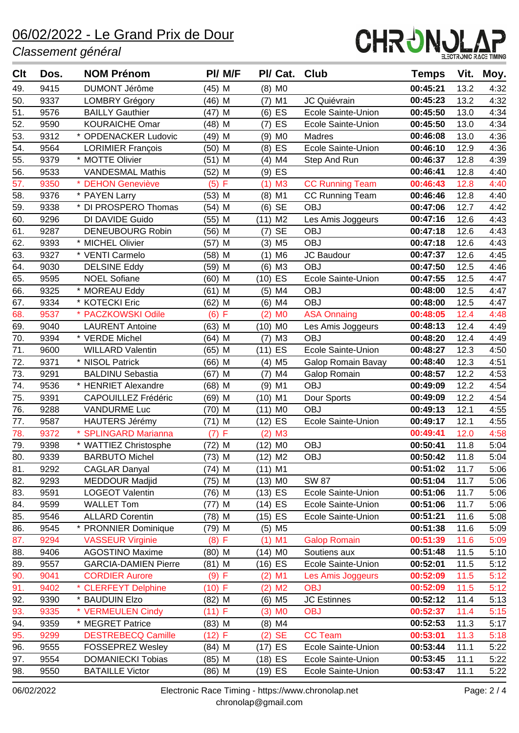# 06/02/2022 - Le Grand Prix de Dour

*Classement général*

| Clt | Dos. | NOM Prénom | Pl/ M/F | Pl/ Cat. | Club | Temps | Vit. | Moy. |
|---|---|---|---|---|---|---|---|---|
| 49. | 9415 | DUMONT Jérôme | (45) M | (8) M0 | | **00:45:21** | 13.2 | 4:32 |
| 50. | 9337 | LOMBRY Grégory | (46) M | (7) M1 | JC Quiévrain | **00:45:23** | 13.2 | 4:32 |
| 51. | 9576 | BAILLY Gauthier | (47) M | (6) ES | Ecole Sainte-Union | **00:45:50** | 13.0 | 4:34 |
| 52. | 9590 | KOURAICHE Omar | (48) M | (7) ES | Ecole Sainte-Union | **00:45:50** | 13.0 | 4:34 |
| 53. | 9312 | * OPDENACKER Ludovic | (49) M | (9) M0 | Madres | **00:46:08** | 13.0 | 4:36 |
| 54. | 9564 | LORIMIER François | (50) M | (8) ES | Ecole Sainte-Union | **00:46:10** | 12.9 | 4:36 |
| 55. | 9379 | * MOTTE Olivier | (51) M | (4) M4 | Step And Run | **00:46:37** | 12.8 | 4:39 |
| 56. | 9533 | VANDESMAL Mathis | (52) M | (9) ES | | **00:46:41** | 12.8 | 4:40 |
| 57. | 9350 | * DEHON Geneviève | (5) F | (1) M3 | CC Running Team | **00:46:43** | 12.8 | 4:40 |
| 58. | 9376 | * PAYEN Larry | (53) M | (8) M1 | CC Running Team | **00:46:46** | 12.8 | 4:40 |
| 59. | 9338 | * DI PROSPERO Thomas | (54) M | (6) SE | OBJ | **00:47:06** | 12.7 | 4:42 |
| 60. | 9296 | DI DAVIDE Guido | (55) M | (11) M2 | Les Amis Joggeurs | **00:47:16** | 12.6 | 4:43 |
| 61. | 9287 | DENEUBOURG Robin | (56) M | (7) SE | OBJ | **00:47:18** | 12.6 | 4:43 |
| 62. | 9393 | * MICHEL Olivier | (57) M | (3) M5 | OBJ | **00:47:18** | 12.6 | 4:43 |
| 63. | 9327 | * VENTI Carmelo | (58) M | (1) M6 | JC Baudour | **00:47:37** | 12.6 | 4:45 |
| 64. | 9030 | DELSINE Eddy | (59) M | (6) M3 | OBJ | **00:47:50** | 12.5 | 4:46 |
| 65. | 9595 | NOEL Sofiane | (60) M | (10) ES | Ecole Sainte-Union | **00:47:55** | 12.5 | 4:47 |
| 66. | 9325 | * MOREAU Eddy | (61) M | (5) M4 | OBJ | **00:48:00** | 12.5 | 4:47 |
| 67. | 9334 | * KOTECKI Eric | (62) M | (6) M4 | OBJ | **00:48:00** | 12.5 | 4:47 |
| 68. | 9537 | * PACZKOWSKI Odile | (6) F | (2) M0 | ASA Onnaing | **00:48:05** | 12.4 | 4:48 |
| 69. | 9040 | LAURENT Antoine | (63) M | (10) M0 | Les Amis Joggeurs | **00:48:13** | 12.4 | 4:49 |
| 70. | 9394 | * VERDE Michel | (64) M | (7) M3 | OBJ | **00:48:20** | 12.4 | 4:49 |
| 71. | 9600 | WILLARD Valentin | (65) M | (11) ES | Ecole Sainte-Union | **00:48:27** | 12.3 | 4:50 |
| 72. | 9371 | * NISOL Patrick | (66) M | (4) M5 | Galop Romain Bavay | **00:48:40** | 12.3 | 4:51 |
| 73. | 9291 | BALDINU Sebastia | (67) M | (7) M4 | Galop Romain | **00:48:57** | 12.2 | 4:53 |
| 74. | 9536 | * HENRIET Alexandre | (68) M | (9) M1 | OBJ | **00:49:09** | 12.2 | 4:54 |
| 75. | 9391 | CAPOUILLEZ Frédéric | (69) M | (10) M1 | Dour Sports | **00:49:09** | 12.2 | 4:54 |
| 76. | 9288 | VANDURME Luc | (70) M | (11) M0 | OBJ | **00:49:13** | 12.1 | 4:55 |
| 77. | 9587 | HAUTERS Jérémy | (71) M | (12) ES | Ecole Sainte-Union | **00:49:17** | 12.1 | 4:55 |
| 78. | 9372 | * SPLINGARD Marianna | (7) F | (2) M3 | | **00:49:41** | 12.0 | 4:58 |
| 79. | 9398 | * WATTIEZ Christosphe | (72) M | (12) M0 | OBJ | **00:50:41** | 11.8 | 5:04 |
| 80. | 9339 | BARBUTO Michel | (73) M | (12) M2 | OBJ | **00:50:42** | 11.8 | 5:04 |
| 81. | 9292 | CAGLAR Danyal | (74) M | (11) M1 | | **00:51:02** | 11.7 | 5:06 |
| 82. | 9293 | MEDDOUR Madjid | (75) M | (13) M0 | SW 87 | **00:51:04** | 11.7 | 5:06 |
| 83. | 9591 | LOGEOT Valentin | (76) M | (13) ES | Ecole Sainte-Union | **00:51:06** | 11.7 | 5:06 |
| 84. | 9599 | WALLET Tom | (77) M | (14) ES | Ecole Sainte-Union | **00:51:06** | 11.7 | 5:06 |
| 85. | 9546 | ALLARD Corentin | (78) M | (15) ES | Ecole Sainte-Union | **00:51:21** | 11.6 | 5:08 |
| 86. | 9545 | * PRONNIER Dominique | (79) M | (5) M5 | | **00:51:38** | 11.6 | 5:09 |
| 87. | 9294 | VASSEUR Virginie | (8) F | (1) M1 | Galop Romain | **00:51:39** | 11.6 | 5:09 |
| 88. | 9406 | AGOSTINO Maxime | (80) M | (14) M0 | Soutiens aux | **00:51:48** | 11.5 | 5:10 |
| 89. | 9557 | GARCIA-DAMIEN Pierre | (81) M | (16) ES | Ecole Sainte-Union | **00:52:01** | 11.5 | 5:12 |
| 90. | 9041 | CORDIER Aurore | (9) F | (2) M1 | Les Amis Joggeurs | **00:52:09** | 11.5 | 5:12 |
| 91. | 9402 | * CLERFEYT Delphine | (10) F | (2) M2 | OBJ | **00:52:09** | 11.5 | 5:12 |
| 92. | 9390 | * BAUDUIN Elzo | (82) M | (6) M5 | JC Estinnes | **00:52:12** | 11.4 | 5:13 |
| 93. | 9335 | * VERMEULEN Cindy | (11) F | (3) M0 | OBJ | **00:52:37** | 11.4 | 5:15 |
| 94. | 9359 | * MEGRET Patrice | (83) M | (8) M4 | | **00:52:53** | 11.3 | 5:17 |
| 95. | 9299 | DESTREBECQ Camille | (12) F | (2) SE | CC Team | **00:53:01** | 11.3 | 5:18 |
| 96. | 9555 | FOSSEPREZ Wesley | (84) M | (17) ES | Ecole Sainte-Union | **00:53:44** | 11.1 | 5:22 |
| 97. | 9554 | DOMANIECKI Tobias | (85) M | (18) ES | Ecole Sainte-Union | **00:53:45** | 11.1 | 5:22 |
| 98. | 9550 | BATAILLE Victor | (86) M | (19) ES | Ecole Sainte-Union | **00:53:47** | 11.1 | 5:22 |

06/02/2022 — Electronic Race Timing - https://www.chronolap.net — chronolap@gmail.com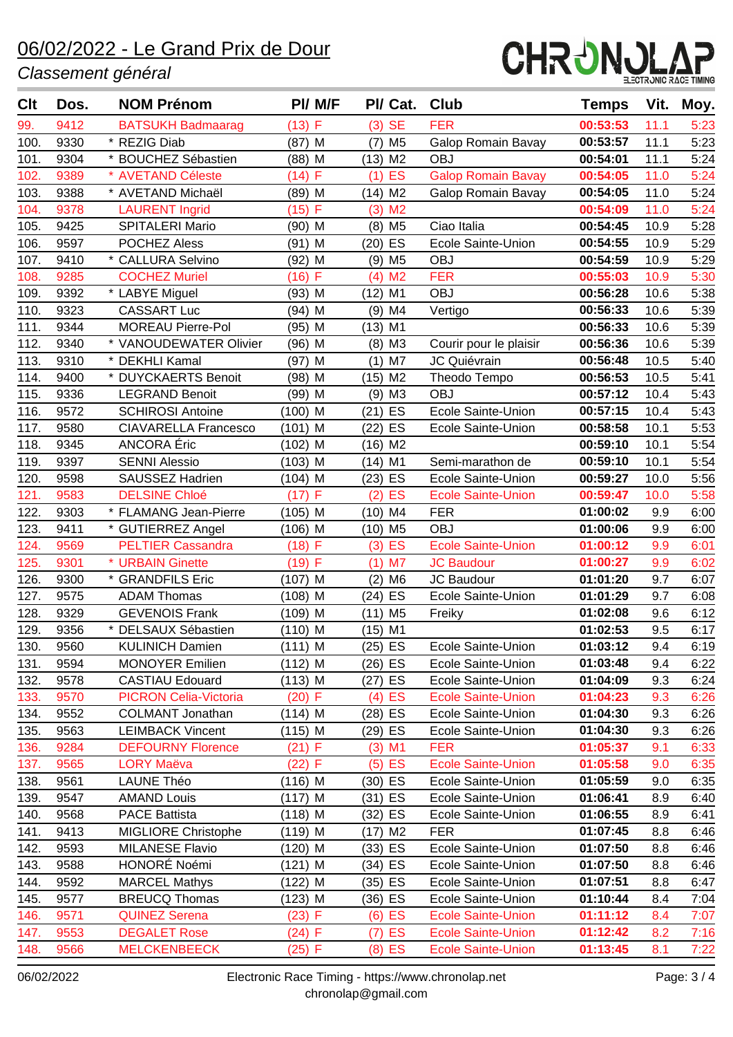# 06/02/2022 - Le Grand Prix de Dour

*Classement général*

| Clt | Dos. | NOM Prénom | Pl/ M/F | Pl/ Cat. | Club | Temps | Vit. | Moy. |
|---|---|---|---|---|---|---|---|---|
| 99. | 9412 | BATSUKH Badmaarag | (13) F | (3) SE | FER | 00:53:53 | 11.1 | 5:23 |
| 100. | 9330 | * REZIG Diab | (87) M | (7) M5 | Galop Romain Bavay | 00:53:57 | 11.1 | 5:23 |
| 101. | 9304 | * BOUCHEZ Sébastien | (88) M | (13) M2 | OBJ | 00:54:01 | 11.1 | 5:24 |
| 102. | 9389 | * AVETAND Céleste | (14) F | (1) ES | Galop Romain Bavay | 00:54:05 | 11.0 | 5:24 |
| 103. | 9388 | * AVETAND Michaël | (89) M | (14) M2 | Galop Romain Bavay | 00:54:05 | 11.0 | 5:24 |
| 104. | 9378 | LAURENT Ingrid | (15) F | (3) M2 | | 00:54:09 | 11.0 | 5:24 |
| 105. | 9425 | SPITALERI Mario | (90) M | (8) M5 | Ciao Italia | 00:54:45 | 10.9 | 5:28 |
| 106. | 9597 | POCHEZ Aless | (91) M | (20) ES | Ecole Sainte-Union | 00:54:55 | 10.9 | 5:29 |
| 107. | 9410 | * CALLURA Selvino | (92) M | (9) M5 | OBJ | 00:54:59 | 10.9 | 5:29 |
| 108. | 9285 | COCHEZ Muriel | (16) F | (4) M2 | FER | 00:55:03 | 10.9 | 5:30 |
| 109. | 9392 | * LABYE Miguel | (93) M | (12) M1 | OBJ | 00:56:28 | 10.6 | 5:38 |
| 110. | 9323 | CASSART Luc | (94) M | (9) M4 | Vertigo | 00:56:33 | 10.6 | 5:39 |
| 111. | 9344 | MOREAU Pierre-Pol | (95) M | (13) M1 | | 00:56:33 | 10.6 | 5:39 |
| 112. | 9340 | * VANOUDEWATER Olivier | (96) M | (8) M3 | Courir pour le plaisir | 00:56:36 | 10.6 | 5:39 |
| 113. | 9310 | * DEKHLI Kamal | (97) M | (1) M7 | JC Quiévrain | 00:56:48 | 10.5 | 5:40 |
| 114. | 9400 | * DUYCKAERTS Benoit | (98) M | (15) M2 | Theodo Tempo | 00:56:53 | 10.5 | 5:41 |
| 115. | 9336 | LEGRAND Benoit | (99) M | (9) M3 | OBJ | 00:57:12 | 10.4 | 5:43 |
| 116. | 9572 | SCHIROSI Antoine | (100) M | (21) ES | Ecole Sainte-Union | 00:57:15 | 10.4 | 5:43 |
| 117. | 9580 | CIAVARELLA Francesco | (101) M | (22) ES | Ecole Sainte-Union | 00:58:58 | 10.1 | 5:53 |
| 118. | 9345 | ANCORA Éric | (102) M | (16) M2 | | 00:59:10 | 10.1 | 5:54 |
| 119. | 9397 | SENNI Alessio | (103) M | (14) M1 | Semi-marathon de | 00:59:10 | 10.1 | 5:54 |
| 120. | 9598 | SAUSSEZ Hadrien | (104) M | (23) ES | Ecole Sainte-Union | 00:59:27 | 10.0 | 5:56 |
| 121. | 9583 | DELSINE Chloé | (17) F | (2) ES | Ecole Sainte-Union | 00:59:47 | 10.0 | 5:58 |
| 122. | 9303 | * FLAMANG Jean-Pierre | (105) M | (10) M4 | FER | 01:00:02 | 9.9 | 6:00 |
| 123. | 9411 | * GUTIERREZ Angel | (106) M | (10) M5 | OBJ | 01:00:06 | 9.9 | 6:00 |
| 124. | 9569 | PELTIER Cassandra | (18) F | (3) ES | Ecole Sainte-Union | 01:00:12 | 9.9 | 6:01 |
| 125. | 9301 | * URBAIN Ginette | (19) F | (1) M7 | JC Baudour | 01:00:27 | 9.9 | 6:02 |
| 126. | 9300 | * GRANDFILS Eric | (107) M | (2) M6 | JC Baudour | 01:01:20 | 9.7 | 6:07 |
| 127. | 9575 | ADAM Thomas | (108) M | (24) ES | Ecole Sainte-Union | 01:01:29 | 9.7 | 6:08 |
| 128. | 9329 | GEVENOIS Frank | (109) M | (11) M5 | Freiky | 01:02:08 | 9.6 | 6:12 |
| 129. | 9356 | * DELSAUX Sébastien | (110) M | (15) M1 | | 01:02:53 | 9.5 | 6:17 |
| 130. | 9560 | KULINICH Damien | (111) M | (25) ES | Ecole Sainte-Union | 01:03:12 | 9.4 | 6:19 |
| 131. | 9594 | MONOYER Emilien | (112) M | (26) ES | Ecole Sainte-Union | 01:03:48 | 9.4 | 6:22 |
| 132. | 9578 | CASTIAU Edouard | (113) M | (27) ES | Ecole Sainte-Union | 01:04:09 | 9.3 | 6:24 |
| 133. | 9570 | PICRON Celia-Victoria | (20) F | (4) ES | Ecole Sainte-Union | 01:04:23 | 9.3 | 6:26 |
| 134. | 9552 | COLMANT Jonathan | (114) M | (28) ES | Ecole Sainte-Union | 01:04:30 | 9.3 | 6:26 |
| 135. | 9563 | LEIMBACK Vincent | (115) M | (29) ES | Ecole Sainte-Union | 01:04:30 | 9.3 | 6:26 |
| 136. | 9284 | DEFOURNY Florence | (21) F | (3) M1 | FER | 01:05:37 | 9.1 | 6:33 |
| 137. | 9565 | LORY Maëva | (22) F | (5) ES | Ecole Sainte-Union | 01:05:58 | 9.0 | 6:35 |
| 138. | 9561 | LAUNE Théo | (116) M | (30) ES | Ecole Sainte-Union | 01:05:59 | 9.0 | 6:35 |
| 139. | 9547 | AMAND Louis | (117) M | (31) ES | Ecole Sainte-Union | 01:06:41 | 8.9 | 6:40 |
| 140. | 9568 | PACE Battista | (118) M | (32) ES | Ecole Sainte-Union | 01:06:55 | 8.9 | 6:41 |
| 141. | 9413 | MIGLIORE Christophe | (119) M | (17) M2 | FER | 01:07:45 | 8.8 | 6:46 |
| 142. | 9593 | MILANESE Flavio | (120) M | (33) ES | Ecole Sainte-Union | 01:07:50 | 8.8 | 6:46 |
| 143. | 9588 | HONORÉ Noémi | (121) M | (34) ES | Ecole Sainte-Union | 01:07:50 | 8.8 | 6:46 |
| 144. | 9592 | MARCEL Mathys | (122) M | (35) ES | Ecole Sainte-Union | 01:07:51 | 8.8 | 6:47 |
| 145. | 9577 | BREUCQ Thomas | (123) M | (36) ES | Ecole Sainte-Union | 01:10:44 | 8.4 | 7:04 |
| 146. | 9571 | QUINEZ Serena | (23) F | (6) ES | Ecole Sainte-Union | 01:11:12 | 8.4 | 7:07 |
| 147. | 9553 | DEGALET Rose | (24) F | (7) ES | Ecole Sainte-Union | 01:12:42 | 8.2 | 7:16 |
| 148. | 9566 | MELCKENBEECK | (25) F | (8) ES | Ecole Sainte-Union | 01:13:45 | 8.1 | 7:22 |

Electronic Race Timing - https://www.chronolap.net
chronolap@gmail.com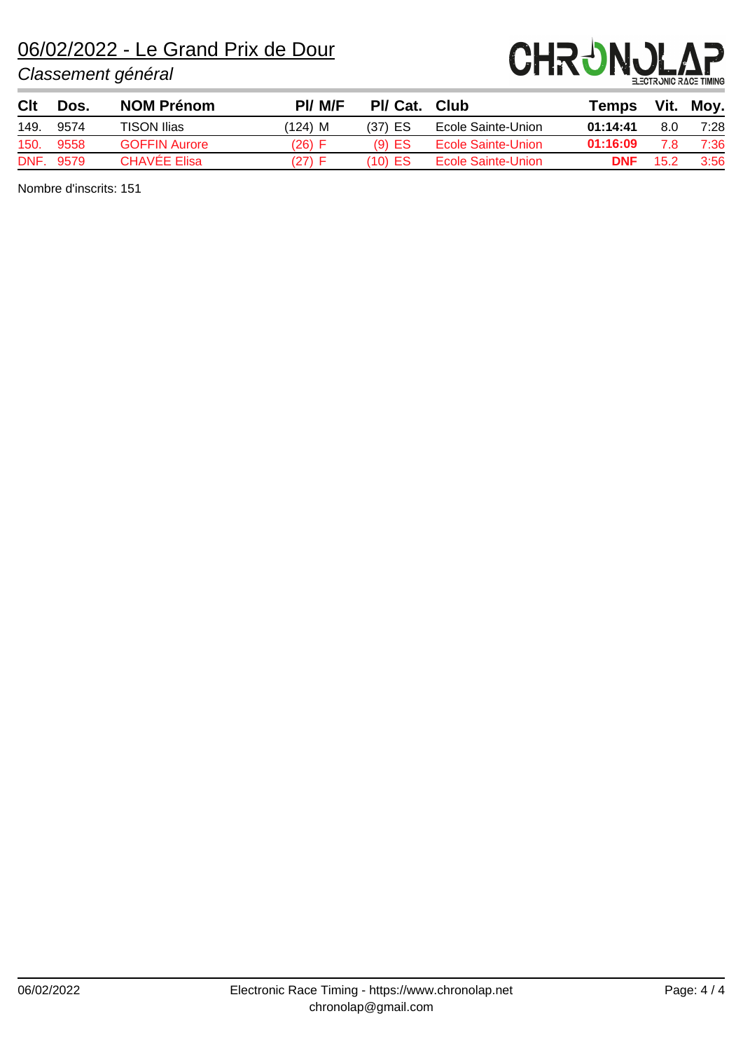# 06/02/2022 - Le Grand Prix de Dour

*Classement général*

| Clt | Dos. | NOM Prénom | Pl/ M/F | Pl/ Cat. | Club | Temps | Vit. | Moy. |
|---|---|---|---|---|---|---|---|---|
| 149. | 9574 | TISON Ilias | (124) M | (37) ES | Ecole Sainte-Union | **01:14:41** | 8.0 | 7:28 |
| 150. | 9558 | GOFFIN Aurore | (26) F | (9) ES | Ecole Sainte-Union | **01:16:09** | 7.8 | 7:36 |
| DNF. | 9579 | CHAVÉE Elisa | (27) F | (10) ES | Ecole Sainte-Union | **DNF** | 15.2 | 3:56 |

Nombre d'inscrits: 151

06/02/2022 Electronic Race Timing - https://www.chronolap.net chronolap@gmail.com